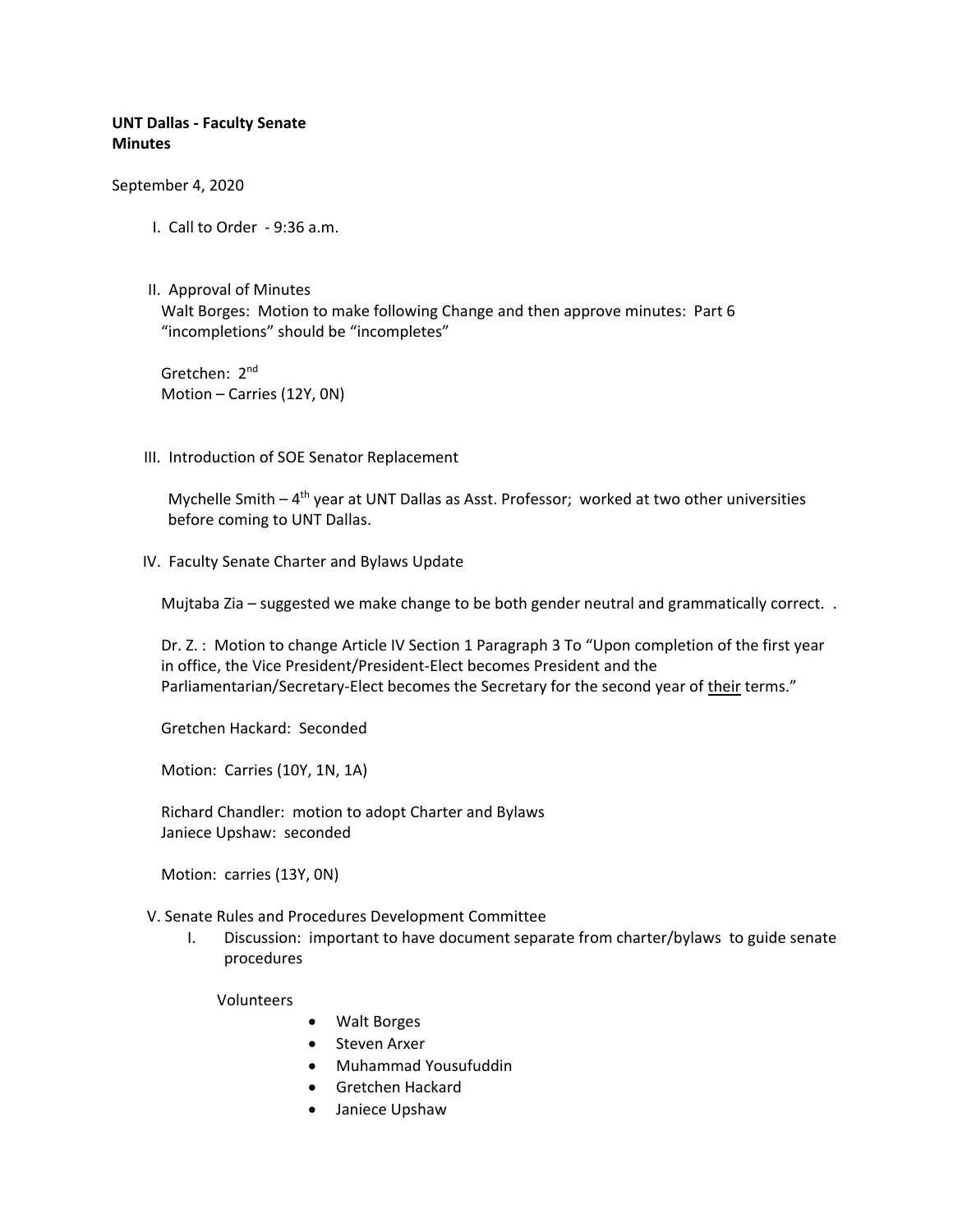**UNT Dallas - Faculty Senate**
**Minutes**

September 4, 2020

I. Call to Order - 9:36 a.m.

II. Approval of Minutes
Walt Borges: Motion to make following Change and then approve minutes: Part 6 "incompletions" should be "incompletes"

Gretchen: 2nd
Motion – Carries (12Y, 0N)

III. Introduction of SOE Senator Replacement

Mychelle Smith – 4th year at UNT Dallas as Asst. Professor; worked at two other universities before coming to UNT Dallas.

IV. Faculty Senate Charter and Bylaws Update

Mujtaba Zia – suggested we make change to be both gender neutral and grammatically correct. .

Dr. Z. : Motion to change Article IV Section 1 Paragraph 3 To "Upon completion of the first year in office, the Vice President/President-Elect becomes President and the Parliamentarian/Secretary-Elect becomes the Secretary for the second year of <u>their</u> terms."

Gretchen Hackard: Seconded

Motion: Carries (10Y, 1N, 1A)

Richard Chandler: motion to adopt Charter and Bylaws
Janiece Upshaw: seconded

Motion: carries (13Y, 0N)

V. Senate Rules and Procedures Development Committee

I. Discussion: important to have document separate from charter/bylaws to guide senate procedures

Volunteers

- Walt Borges
- Steven Arxer
- Muhammad Yousufuddin
- Gretchen Hackard
- Janiece Upshaw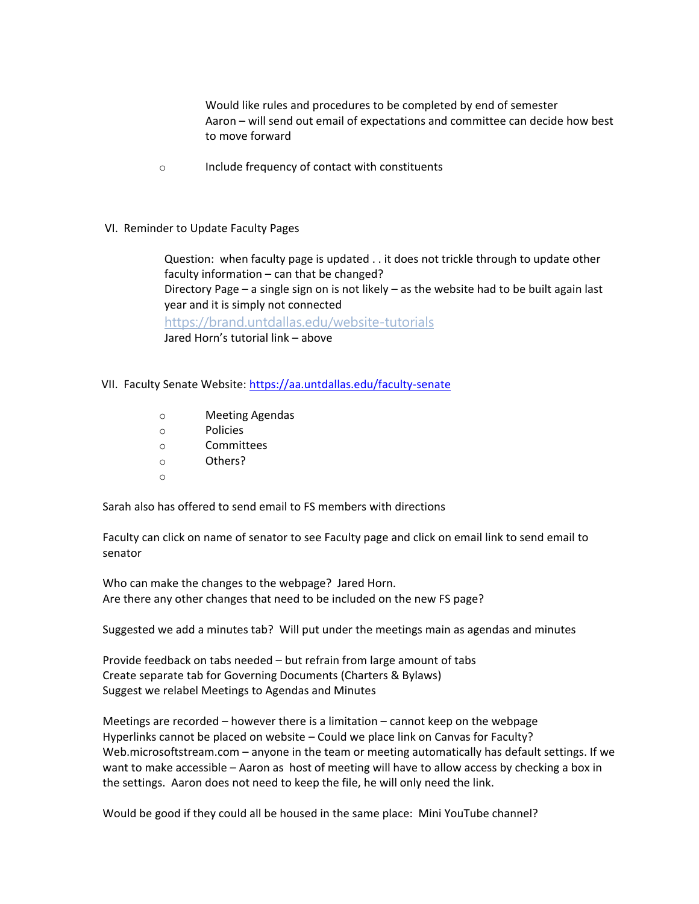Would like rules and procedures to be completed by end of semester
Aaron – will send out email of expectations and committee can decide how best to move forward

- Include frequency of contact with constituents

VI. Reminder to Update Faculty Pages

Question: when faculty page is updated . . it does not trickle through to update other faculty information – can that be changed?
Directory Page – a single sign on is not likely – as the website had to be built again last year and it is simply not connected
https://brand.untdallas.edu/website-tutorials
Jared Horn's tutorial link – above

VII. Faculty Senate Website: https://aa.untdallas.edu/faculty-senate

- Meeting Agendas
- Policies
- Committees
- Others?

Sarah also has offered to send email to FS members with directions

Faculty can click on name of senator to see Faculty page and click on email link to send email to senator

Who can make the changes to the webpage? Jared Horn.
Are there any other changes that need to be included on the new FS page?

Suggested we add a minutes tab? Will put under the meetings main as agendas and minutes

Provide feedback on tabs needed – but refrain from large amount of tabs
Create separate tab for Governing Documents (Charters & Bylaws)
Suggest we relabel Meetings to Agendas and Minutes

Meetings are recorded – however there is a limitation – cannot keep on the webpage
Hyperlinks cannot be placed on website – Could we place link on Canvas for Faculty?
Web.microsoftstream.com – anyone in the team or meeting automatically has default settings. If we want to make accessible – Aaron as host of meeting will have to allow access by checking a box in the settings. Aaron does not need to keep the file, he will only need the link.

Would be good if they could all be housed in the same place: Mini YouTube channel?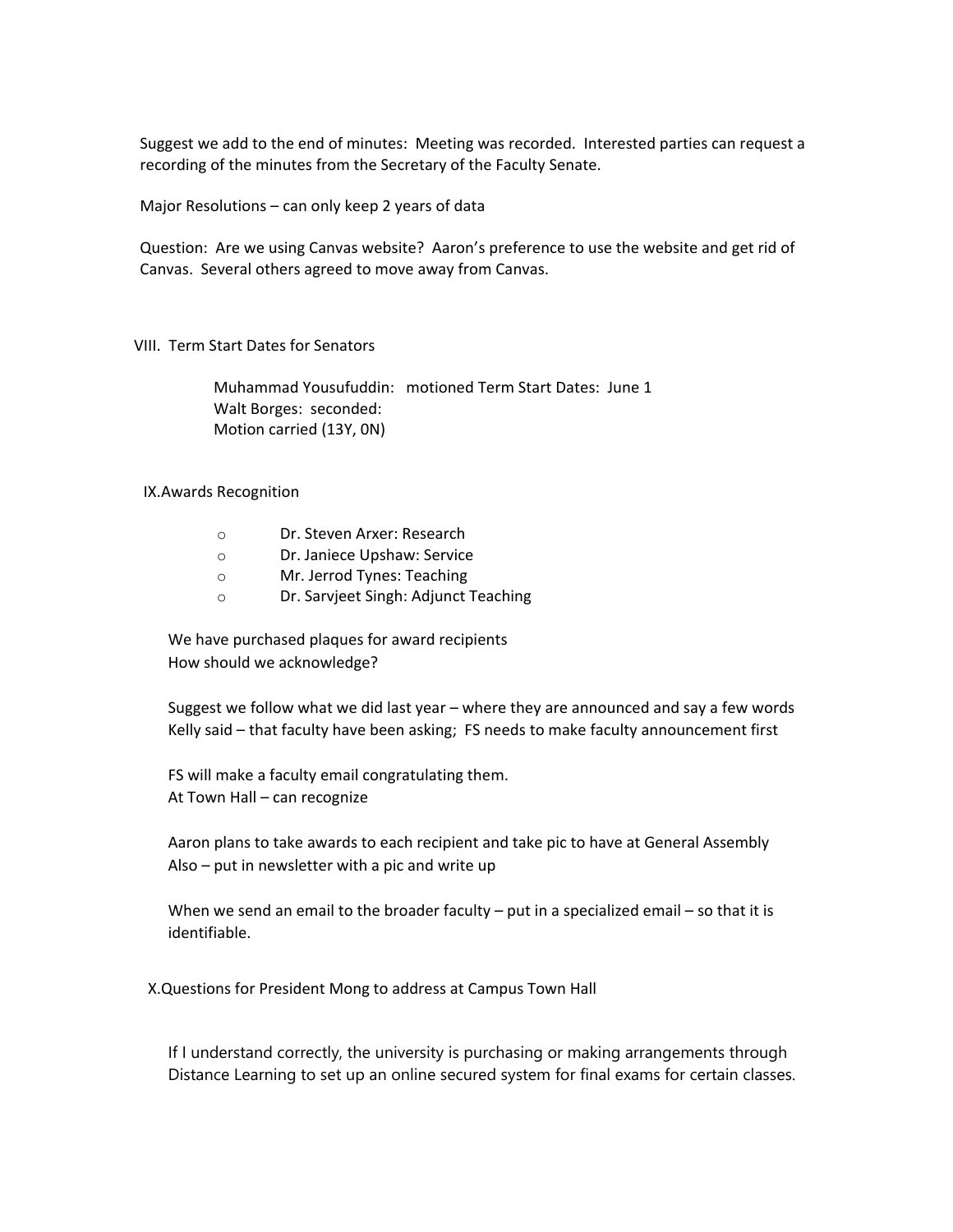Suggest we add to the end of minutes: Meeting was recorded. Interested parties can request a recording of the minutes from the Secretary of the Faculty Senate.

Major Resolutions – can only keep 2 years of data

Question: Are we using Canvas website? Aaron's preference to use the website and get rid of Canvas. Several others agreed to move away from Canvas.

VIII. Term Start Dates for Senators

Muhammad Yousufuddin: motioned Term Start Dates: June 1
Walt Borges: seconded:
Motion carried (13Y, 0N)

IX. Awards Recognition

- Dr. Steven Arxer: Research
- Dr. Janiece Upshaw: Service
- Mr. Jerrod Tynes: Teaching
- Dr. Sarvjeet Singh: Adjunct Teaching

We have purchased plaques for award recipients
How should we acknowledge?

Suggest we follow what we did last year – where they are announced and say a few words
Kelly said – that faculty have been asking; FS needs to make faculty announcement first

FS will make a faculty email congratulating them.
At Town Hall – can recognize

Aaron plans to take awards to each recipient and take pic to have at General Assembly
Also – put in newsletter with a pic and write up

When we send an email to the broader faculty – put in a specialized email – so that it is identifiable.

X. Questions for President Mong to address at Campus Town Hall

If I understand correctly, the university is purchasing or making arrangements through Distance Learning to set up an online secured system for final exams for certain classes.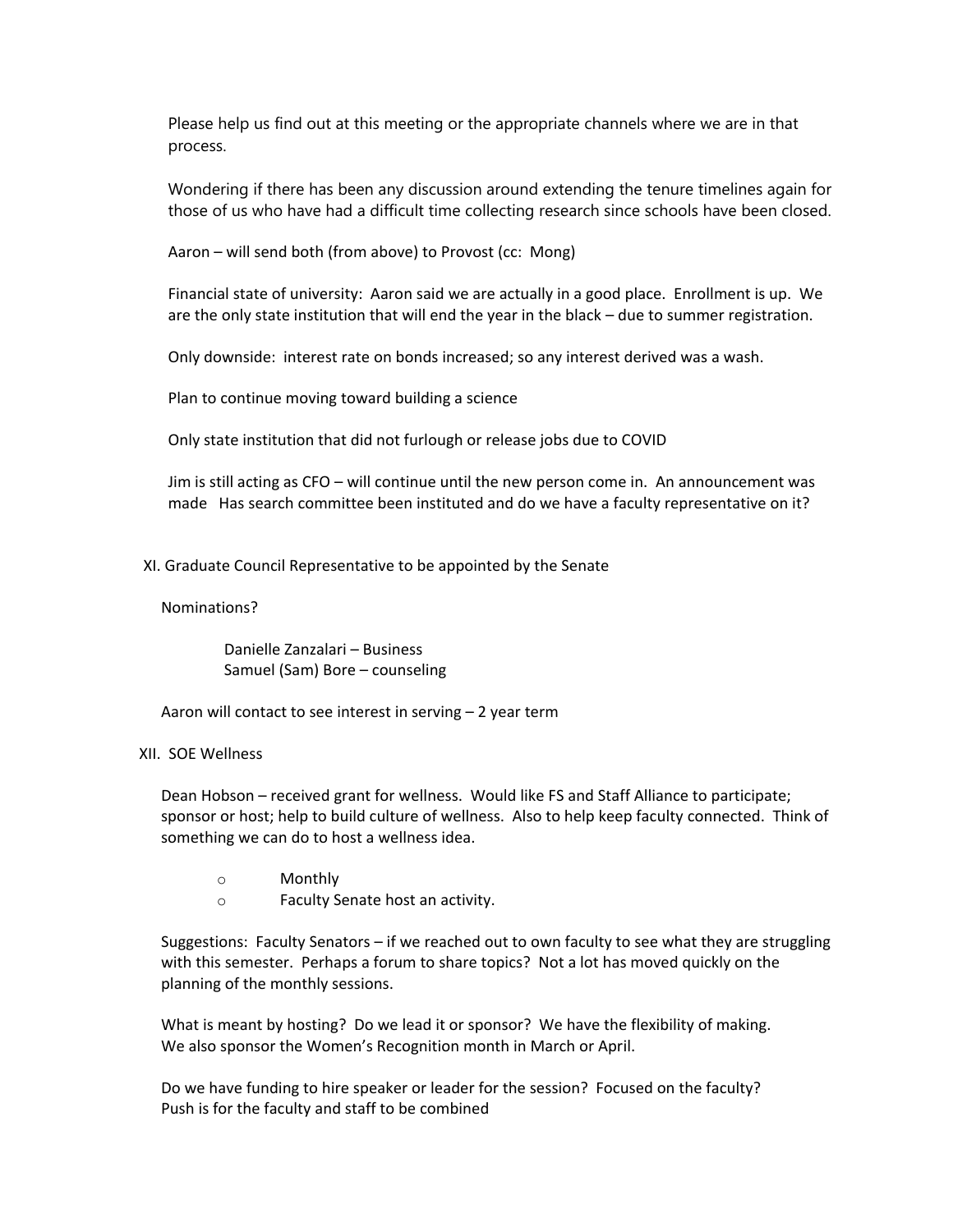Please help us find out at this meeting or the appropriate channels where we are in that process.

Wondering if there has been any discussion around extending the tenure timelines again for those of us who have had a difficult time collecting research since schools have been closed.

Aaron – will send both (from above) to Provost (cc: Mong)

Financial state of university: Aaron said we are actually in a good place. Enrollment is up. We are the only state institution that will end the year in the black – due to summer registration.

Only downside: interest rate on bonds increased; so any interest derived was a wash.

Plan to continue moving toward building a science

Only state institution that did not furlough or release jobs due to COVID

Jim is still acting as CFO – will continue until the new person come in. An announcement was made Has search committee been instituted and do we have a faculty representative on it?

XI. Graduate Council Representative to be appointed by the Senate

Nominations?

Danielle Zanzalari – Business
Samuel (Sam) Bore – counseling

Aaron will contact to see interest in serving – 2 year term

XII. SOE Wellness

Dean Hobson – received grant for wellness. Would like FS and Staff Alliance to participate; sponsor or host; help to build culture of wellness. Also to help keep faculty connected. Think of something we can do to host a wellness idea.

- Monthly
- Faculty Senate host an activity.

Suggestions: Faculty Senators – if we reached out to own faculty to see what they are struggling with this semester. Perhaps a forum to share topics? Not a lot has moved quickly on the planning of the monthly sessions.

What is meant by hosting? Do we lead it or sponsor? We have the flexibility of making.
We also sponsor the Women's Recognition month in March or April.

Do we have funding to hire speaker or leader for the session? Focused on the faculty?
Push is for the faculty and staff to be combined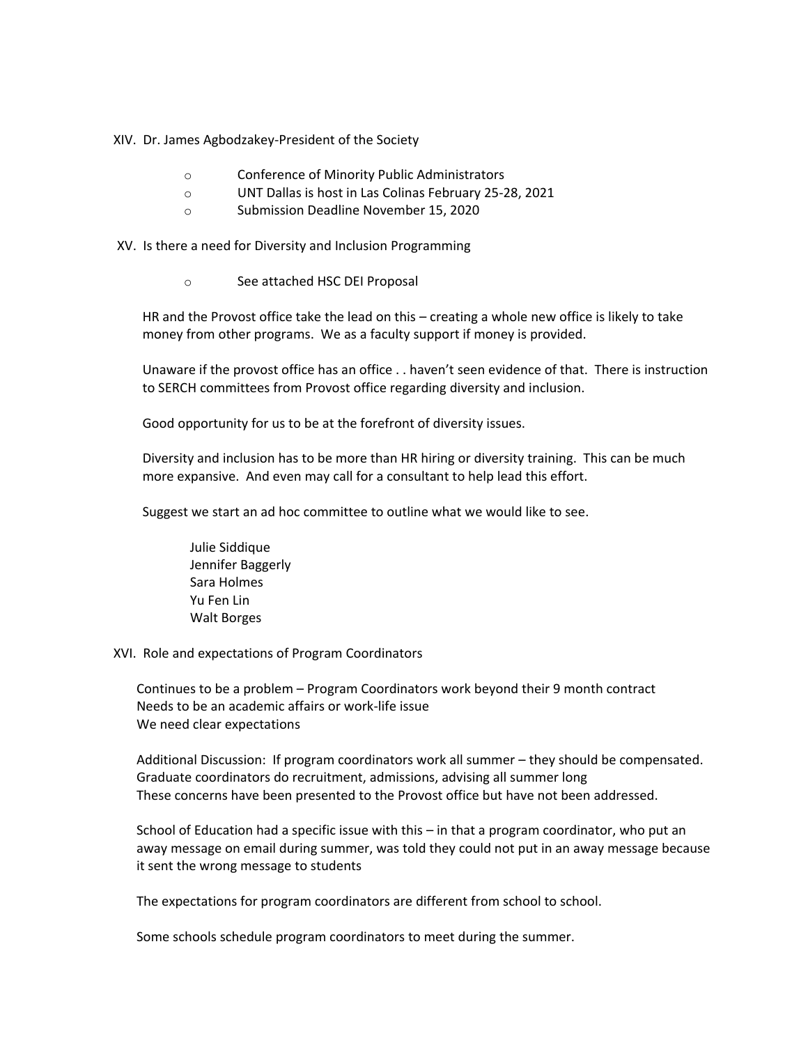XIV. Dr. James Agbodzakey-President of the Society

- Conference of Minority Public Administrators
- UNT Dallas is host in Las Colinas February 25-28, 2021
- Submission Deadline November 15, 2020

XV. Is there a need for Diversity and Inclusion Programming

- See attached HSC DEI Proposal

HR and the Provost office take the lead on this – creating a whole new office is likely to take money from other programs. We as a faculty support if money is provided.

Unaware if the provost office has an office . . haven't seen evidence of that. There is instruction to SERCH committees from Provost office regarding diversity and inclusion.

Good opportunity for us to be at the forefront of diversity issues.

Diversity and inclusion has to be more than HR hiring or diversity training. This can be much more expansive. And even may call for a consultant to help lead this effort.

Suggest we start an ad hoc committee to outline what we would like to see.

Julie Siddique
Jennifer Baggerly
Sara Holmes
Yu Fen Lin
Walt Borges

XVI. Role and expectations of Program Coordinators

Continues to be a problem – Program Coordinators work beyond their 9 month contract
Needs to be an academic affairs or work-life issue
We need clear expectations

Additional Discussion: If program coordinators work all summer – they should be compensated.
Graduate coordinators do recruitment, admissions, advising all summer long
These concerns have been presented to the Provost office but have not been addressed.

School of Education had a specific issue with this – in that a program coordinator, who put an away message on email during summer, was told they could not put in an away message because it sent the wrong message to students

The expectations for program coordinators are different from school to school.

Some schools schedule program coordinators to meet during the summer.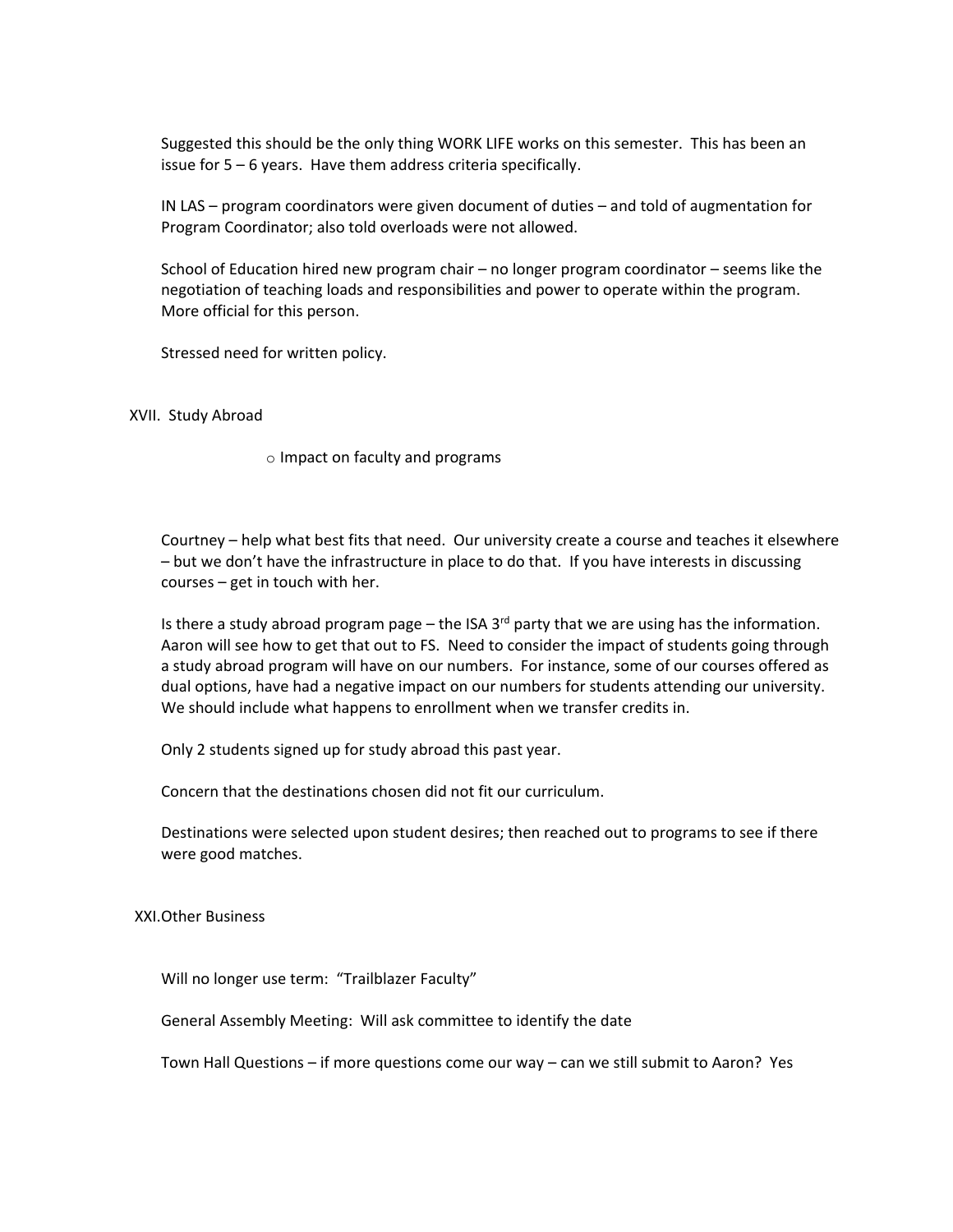Suggested this should be the only thing WORK LIFE works on this semester. This has been an issue for 5 – 6 years. Have them address criteria specifically.

IN LAS – program coordinators were given document of duties – and told of augmentation for Program Coordinator; also told overloads were not allowed.

School of Education hired new program chair – no longer program coordinator – seems like the negotiation of teaching loads and responsibilities and power to operate within the program. More official for this person.

Stressed need for written policy.

## XVII. Study Abroad

- Impact on faculty and programs

Courtney – help what best fits that need. Our university create a course and teaches it elsewhere – but we don't have the infrastructure in place to do that. If you have interests in discussing courses – get in touch with her.

Is there a study abroad program page – the ISA 3rd party that we are using has the information. Aaron will see how to get that out to FS. Need to consider the impact of students going through a study abroad program will have on our numbers. For instance, some of our courses offered as dual options, have had a negative impact on our numbers for students attending our university. We should include what happens to enrollment when we transfer credits in.

Only 2 students signed up for study abroad this past year.

Concern that the destinations chosen did not fit our curriculum.

Destinations were selected upon student desires; then reached out to programs to see if there were good matches.

## XXI. Other Business

Will no longer use term: "Trailblazer Faculty"

General Assembly Meeting: Will ask committee to identify the date

Town Hall Questions – if more questions come our way – can we still submit to Aaron? Yes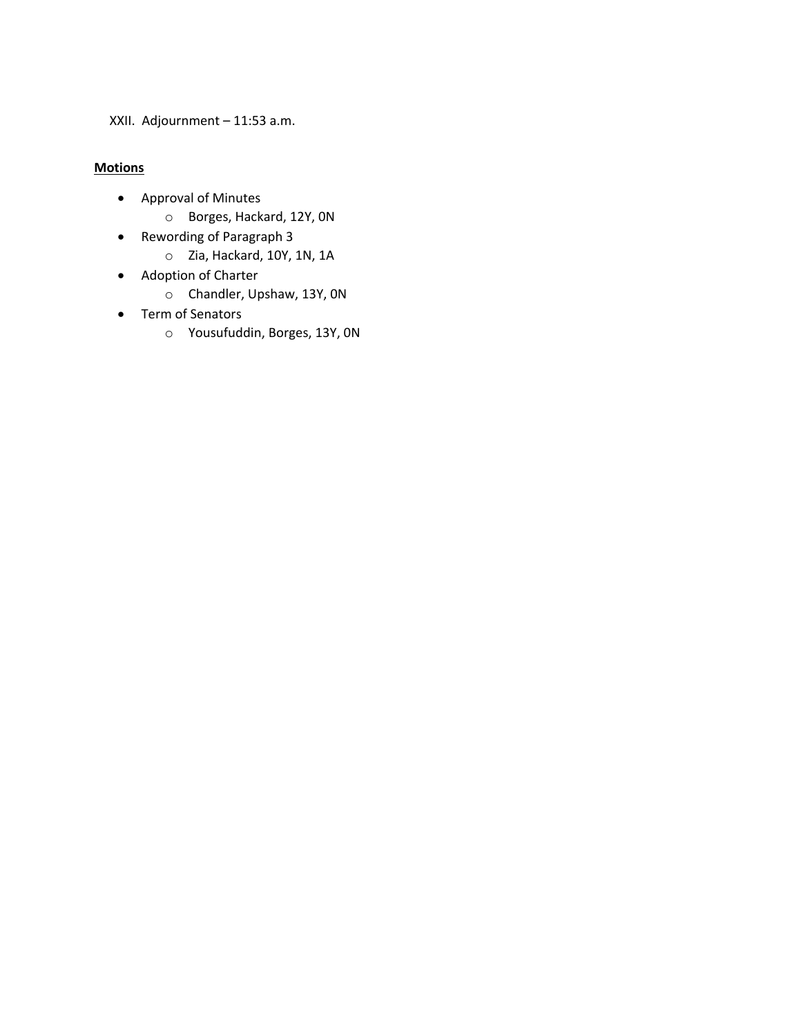XXII. Adjournment – 11:53 a.m.

**Motions**

- Approval of Minutes
  - Borges, Hackard, 12Y, 0N
- Rewording of Paragraph 3
  - Zia, Hackard, 10Y, 1N, 1A
- Adoption of Charter
  - Chandler, Upshaw, 13Y, 0N
- Term of Senators
  - Yousufuddin, Borges, 13Y, 0N